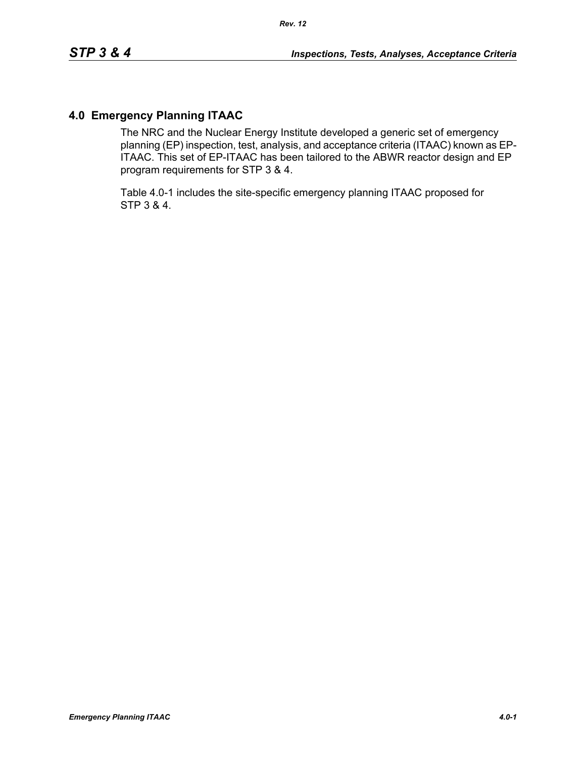# 4.0 Emergency Planning ITAAC

The NRC and the Nuclear Energy Institute developed a generic set of emergency planning (EP) inspection, test, analysis, and acceptance criteria (ITAAC) known as EP-ITAAC. This set of EP-ITAAC has been tailored to the ABWR reactor design and EP program requirements for STP 3 & 4.

Table 4.0-1 includes the site-specific emergency planning ITAAC proposed for STP 3 & 4.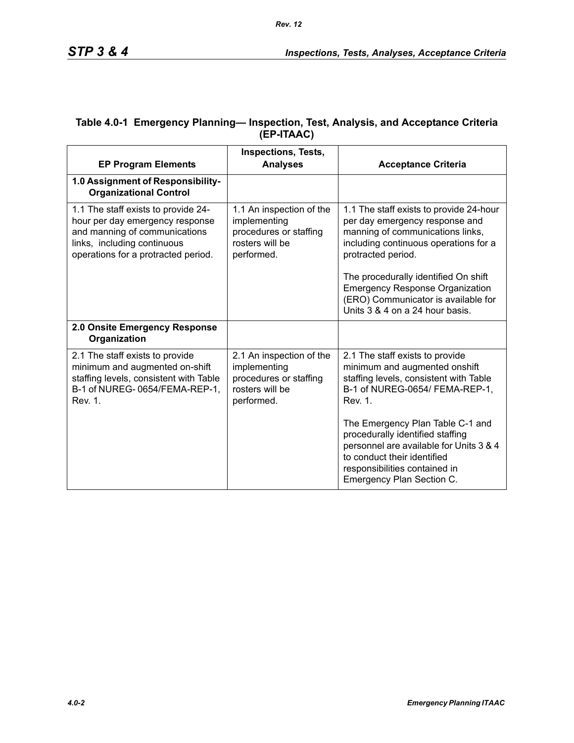### Table 4.0-1 Emergency Planning— Inspection, Test, Analysis, and Acceptance Criteria (EP-ITAAC)

| EP Program Elements | Inspections, Tests, Analyses | Acceptance Criteria |
|---|---|---|
| **1.0 Assignment of Responsibility-Organizational Control** | | |
| 1.1 The staff exists to provide 24-hour per day emergency response and manning of communications links, including continuous operations for a protracted period. | 1.1 An inspection of the implementing procedures or staffing rosters will be performed. | 1.1 The staff exists to provide 24-hour per day emergency response and manning of communications links, including continuous operations for a protracted period.<br><br>The procedurally identified On shift Emergency Response Organization (ERO) Communicator is available for Units 3 & 4 on a 24 hour basis. |
| **2.0 Onsite Emergency Response Organization** | | |
| 2.1 The staff exists to provide minimum and augmented on-shift staffing levels, consistent with Table B-1 of NUREG- 0654/FEMA-REP-1, Rev. 1. | 2.1 An inspection of the implementing procedures or staffing rosters will be performed. | 2.1 The staff exists to provide minimum and augmented onshift staffing levels, consistent with Table B-1 of NUREG-0654/ FEMA-REP-1, Rev. 1.<br><br>The Emergency Plan Table C-1 and procedurally identified staffing personnel are available for Units 3 & 4 to conduct their identified responsibilities contained in Emergency Plan Section C. |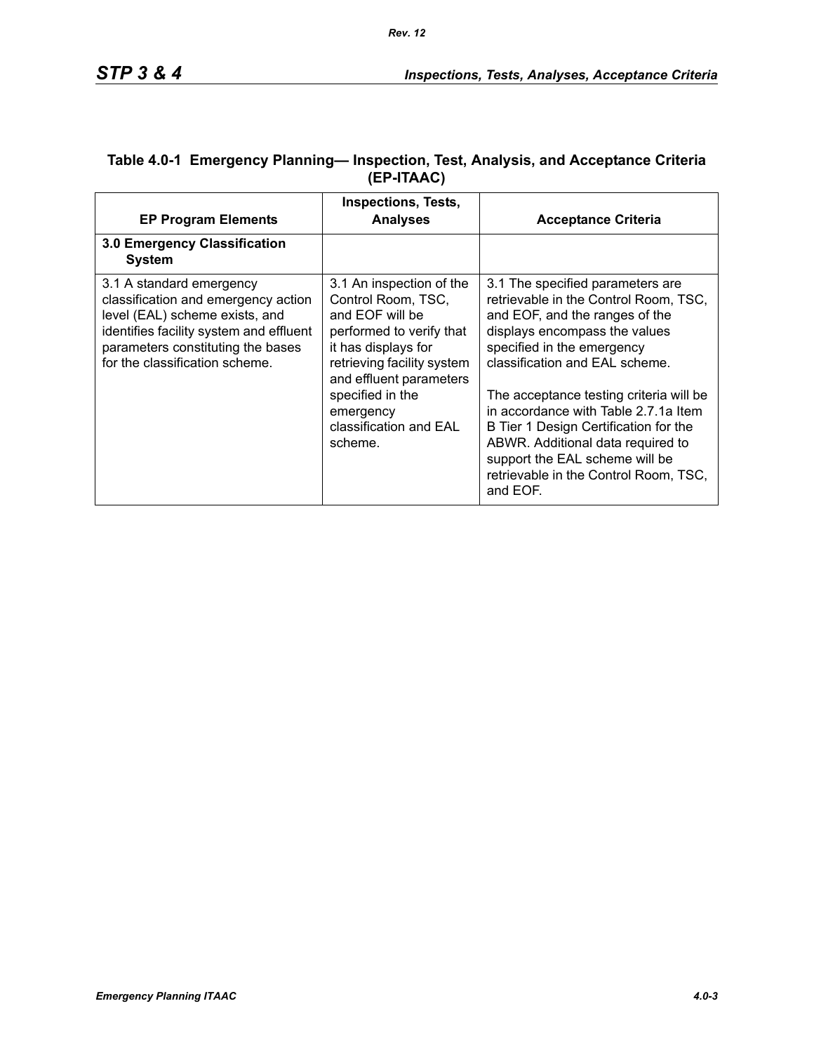**Table 4.0-1 Emergency Planning— Inspection, Test, Analysis, and Acceptance Criteria (EP-ITAAC)**

| EP Program Elements | Inspections, Tests, Analyses | Acceptance Criteria |
|---|---|---|
| **3.0 Emergency Classification System** | | |
| 3.1 A standard emergency classification and emergency action level (EAL) scheme exists, and identifies facility system and effluent parameters constituting the bases for the classification scheme. | 3.1 An inspection of the Control Room, TSC, and EOF will be performed to verify that it has displays for retrieving facility system and effluent parameters specified in the emergency classification and EAL scheme. | 3.1 The specified parameters are retrievable in the Control Room, TSC, and EOF, and the ranges of the displays encompass the values specified in the emergency classification and EAL scheme.<br><br>The acceptance testing criteria will be in accordance with Table 2.7.1a Item B Tier 1 Design Certification for the ABWR. Additional data required to support the EAL scheme will be retrievable in the Control Room, TSC, and EOF. |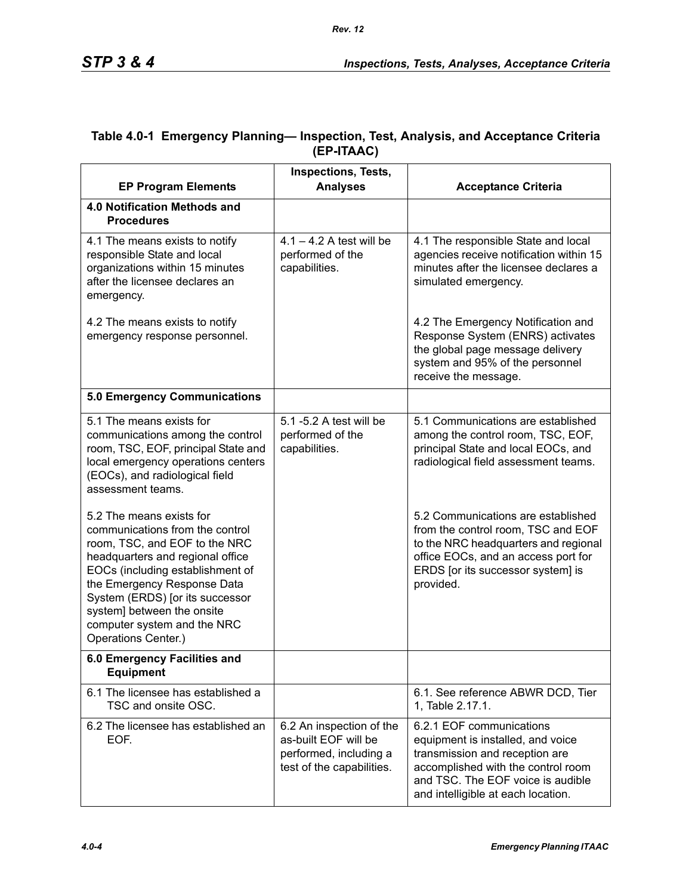**Table 4.0-1 Emergency Planning— Inspection, Test, Analysis, and Acceptance Criteria (EP-ITAAC)**

| EP Program Elements | Inspections, Tests, Analyses | Acceptance Criteria |
|---|---|---|
| **4.0 Notification Methods and Procedures** | | |
| 4.1 The means exists to notify responsible State and local organizations within 15 minutes after the licensee declares an emergency.<br><br>4.2 The means exists to notify emergency response personnel. | 4.1 – 4.2 A test will be performed of the capabilities. | 4.1 The responsible State and local agencies receive notification within 15 minutes after the licensee declares a simulated emergency.<br><br>4.2 The Emergency Notification and Response System (ENRS) activates the global page message delivery system and 95% of the personnel receive the message. |
| **5.0 Emergency Communications** | | |
| 5.1 The means exists for communications among the control room, TSC, EOF, principal State and local emergency operations centers (EOCs), and radiological field assessment teams.<br><br>5.2 The means exists for communications from the control room, TSC, and EOF to the NRC headquarters and regional office EOCs (including establishment of the Emergency Response Data System (ERDS) [or its successor system] between the onsite computer system and the NRC Operations Center.) | 5.1 -5.2 A test will be performed of the capabilities. | 5.1 Communications are established among the control room, TSC, EOF, principal State and local EOCs, and radiological field assessment teams.<br><br>5.2 Communications are established from the control room, TSC and EOF to the NRC headquarters and regional office EOCs, and an access port for ERDS [or its successor system] is provided. |
| **6.0 Emergency Facilities and Equipment** | | |
| 6.1 The licensee has established a TSC and onsite OSC. | | 6.1. See reference ABWR DCD, Tier 1, Table 2.17.1. |
| 6.2 The licensee has established an EOF. | 6.2 An inspection of the as-built EOF will be performed, including a test of the capabilities. | 6.2.1 EOF communications equipment is installed, and voice transmission and reception are accomplished with the control room and TSC. The EOF voice is audible and intelligible at each location. |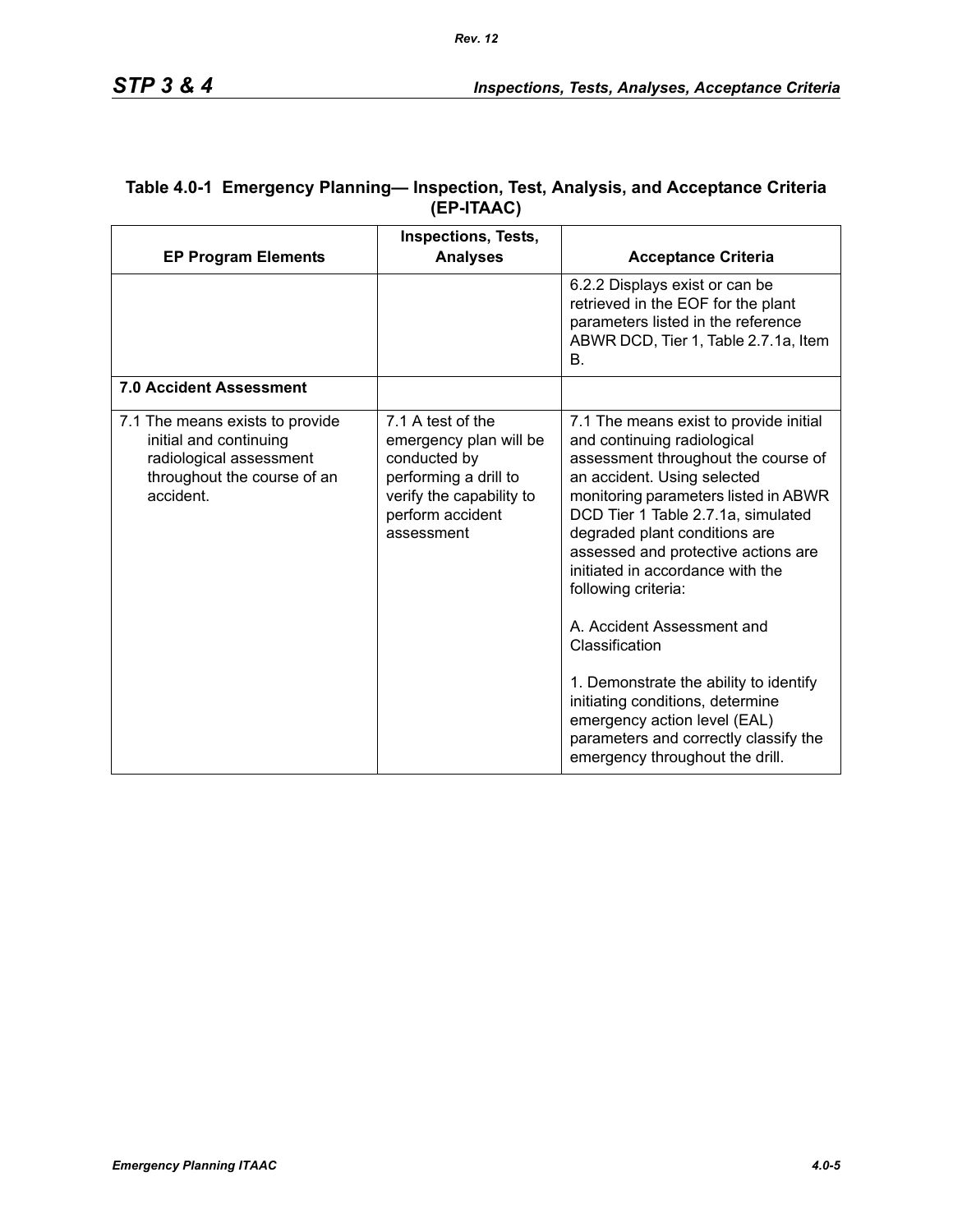**Table 4.0-1 Emergency Planning— Inspection, Test, Analysis, and Acceptance Criteria (EP-ITAAC)**

| EP Program Elements | Inspections, Tests, Analyses | Acceptance Criteria |
|---|---|---|
| | | 6.2.2 Displays exist or can be retrieved in the EOF for the plant parameters listed in the reference ABWR DCD, Tier 1, Table 2.7.1a, Item B. |
| **7.0 Accident Assessment** | | |
| 7.1 The means exists to provide initial and continuing radiological assessment throughout the course of an accident. | 7.1 A test of the emergency plan will be conducted by performing a drill to verify the capability to perform accident assessment | 7.1 The means exist to provide initial and continuing radiological assessment throughout the course of an accident. Using selected monitoring parameters listed in ABWR DCD Tier 1 Table 2.7.1a, simulated degraded plant conditions are assessed and protective actions are initiated in accordance with the following criteria:<br><br>A. Accident Assessment and Classification<br><br>1. Demonstrate the ability to identify initiating conditions, determine emergency action level (EAL) parameters and correctly classify the emergency throughout the drill. |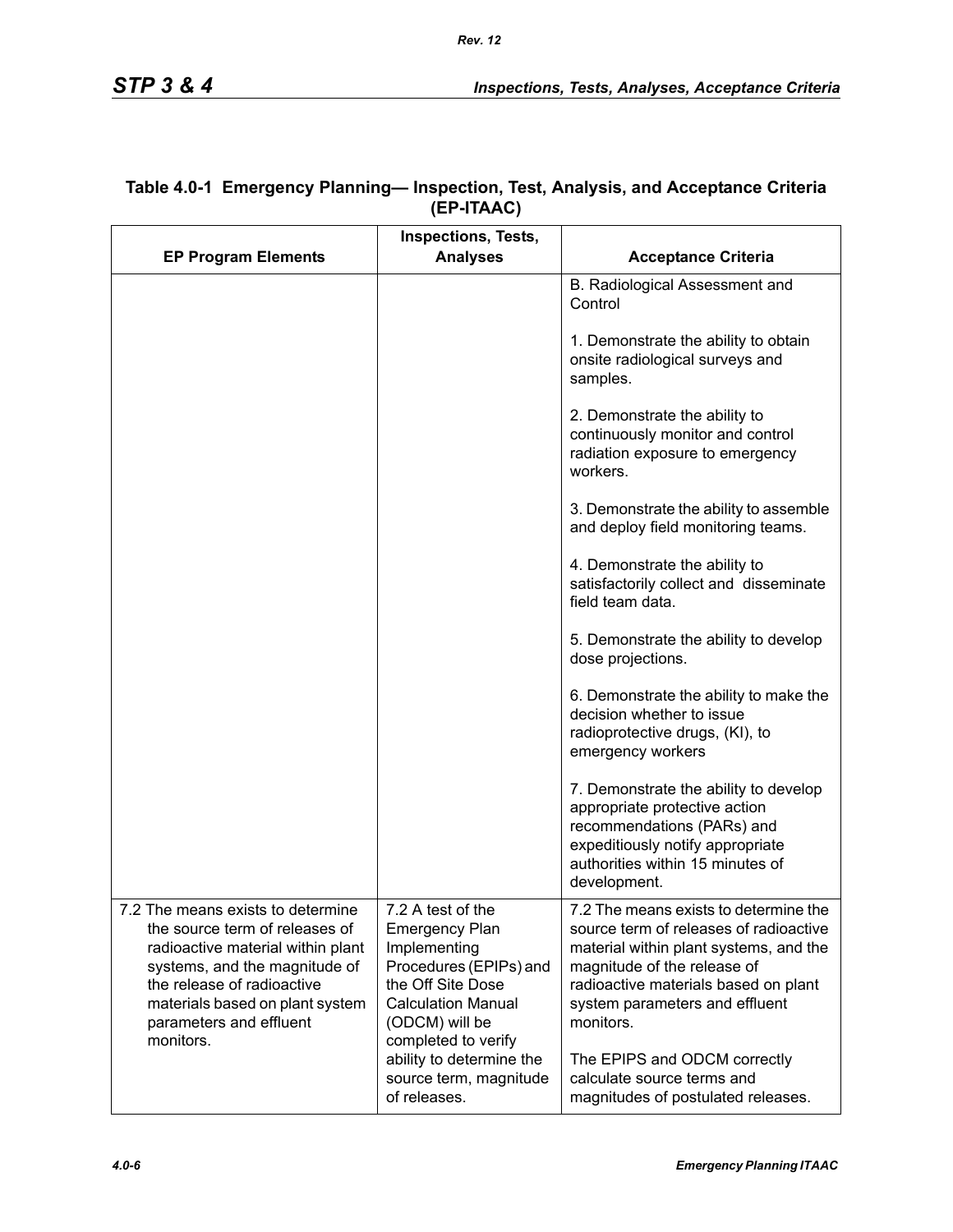### Table 4.0-1 Emergency Planning— Inspection, Test, Analysis, and Acceptance Criteria (EP-ITAAC)

| EP Program Elements | Inspections, Tests, Analyses | Acceptance Criteria |
|---|---|---|
| | | B. Radiological Assessment and Control<br><br>1. Demonstrate the ability to obtain onsite radiological surveys and samples.<br><br>2. Demonstrate the ability to continuously monitor and control radiation exposure to emergency workers.<br><br>3. Demonstrate the ability to assemble and deploy field monitoring teams.<br><br>4. Demonstrate the ability to satisfactorily collect and disseminate field team data.<br><br>5. Demonstrate the ability to develop dose projections.<br><br>6. Demonstrate the ability to make the decision whether to issue radioprotective drugs, (KI), to emergency workers<br><br>7. Demonstrate the ability to develop appropriate protective action recommendations (PARs) and expeditiously notify appropriate authorities within 15 minutes of development. |
| 7.2 The means exists to determine the source term of releases of radioactive material within plant systems, and the magnitude of the release of radioactive materials based on plant system parameters and effluent monitors. | 7.2 A test of the Emergency Plan Implementing Procedures (EPIPs) and the Off Site Dose Calculation Manual (ODCM) will be completed to verify ability to determine the source term, magnitude of releases. | 7.2 The means exists to determine the source term of releases of radioactive material within plant systems, and the magnitude of the release of radioactive materials based on plant system parameters and effluent monitors.<br><br>The EPIPS and ODCM correctly calculate source terms and magnitudes of postulated releases. |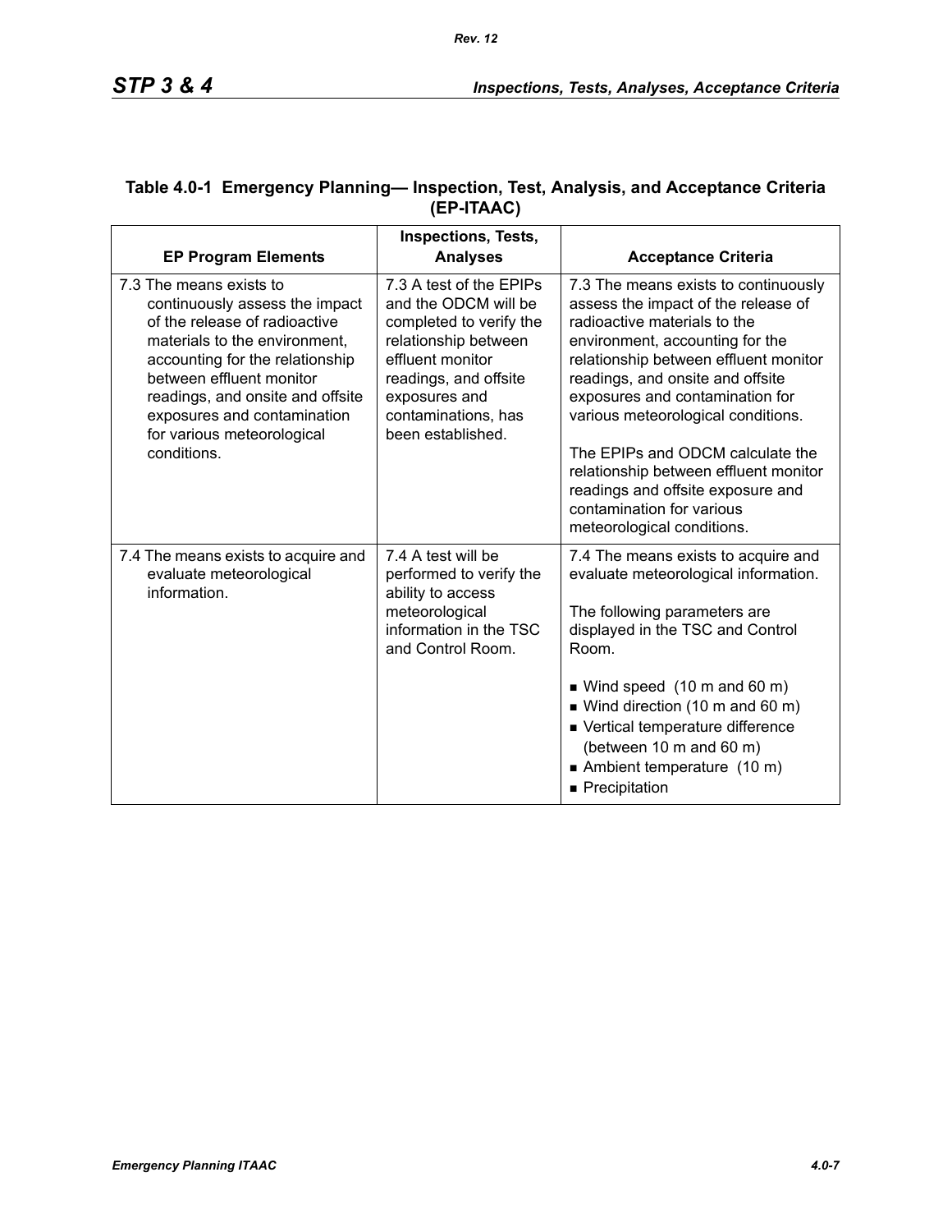**Table 4.0-1 Emergency Planning— Inspection, Test, Analysis, and Acceptance Criteria (EP-ITAAC)**

| EP Program Elements | Inspections, Tests, Analyses | Acceptance Criteria |
|---|---|---|
| 7.3 The means exists to continuously assess the impact of the release of radioactive materials to the environment, accounting for the relationship between effluent monitor readings, and onsite and offsite exposures and contamination for various meteorological conditions. | 7.3 A test of the EPIPs and the ODCM will be completed to verify the relationship between effluent monitor readings, and offsite exposures and contaminations, has been established. | 7.3 The means exists to continuously assess the impact of the release of radioactive materials to the environment, accounting for the relationship between effluent monitor readings, and onsite and offsite exposures and contamination for various meteorological conditions.<br><br>The EPIPs and ODCM calculate the relationship between effluent monitor readings and offsite exposure and contamination for various meteorological conditions. |
| 7.4 The means exists to acquire and evaluate meteorological information. | 7.4 A test will be performed to verify the ability to access meteorological information in the TSC and Control Room. | 7.4 The means exists to acquire and evaluate meteorological information.<br><br>The following parameters are displayed in the TSC and Control Room.<br><br>■ Wind speed (10 m and 60 m)<br>■ Wind direction (10 m and 60 m)<br>■ Vertical temperature difference (between 10 m and 60 m)<br>■ Ambient temperature (10 m)<br>■ Precipitation |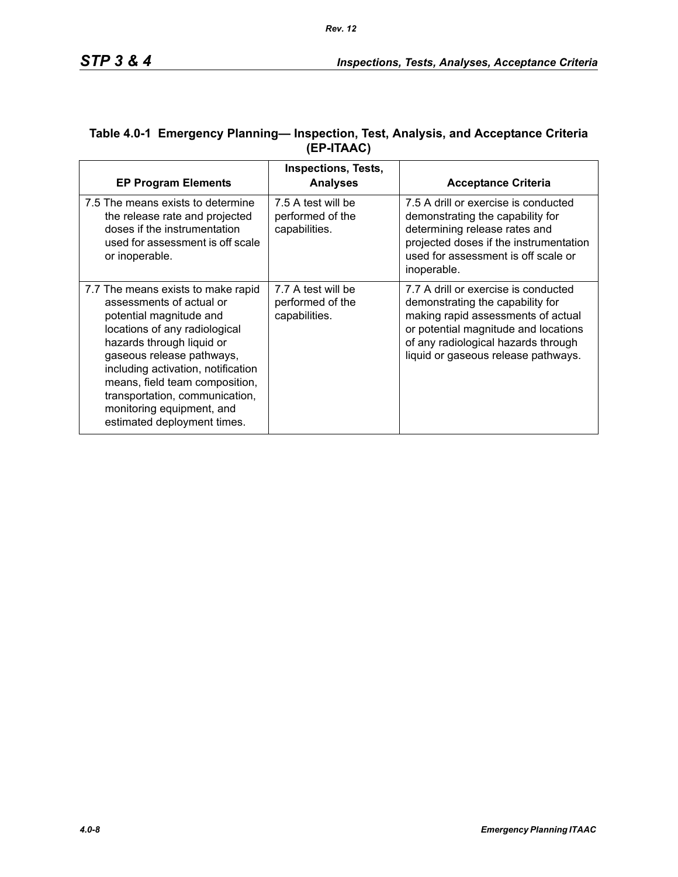**Table 4.0-1 Emergency Planning— Inspection, Test, Analysis, and Acceptance Criteria (EP-ITAAC)**

| EP Program Elements | Inspections, Tests, Analyses | Acceptance Criteria |
|---|---|---|
| 7.5 The means exists to determine the release rate and projected doses if the instrumentation used for assessment is off scale or inoperable. | 7.5 A test will be performed of the capabilities. | 7.5 A drill or exercise is conducted demonstrating the capability for determining release rates and projected doses if the instrumentation used for assessment is off scale or inoperable. |
| 7.7 The means exists to make rapid assessments of actual or potential magnitude and locations of any radiological hazards through liquid or gaseous release pathways, including activation, notification means, field team composition, transportation, communication, monitoring equipment, and estimated deployment times. | 7.7 A test will be performed of the capabilities. | 7.7 A drill or exercise is conducted demonstrating the capability for making rapid assessments of actual or potential magnitude and locations of any radiological hazards through liquid or gaseous release pathways. |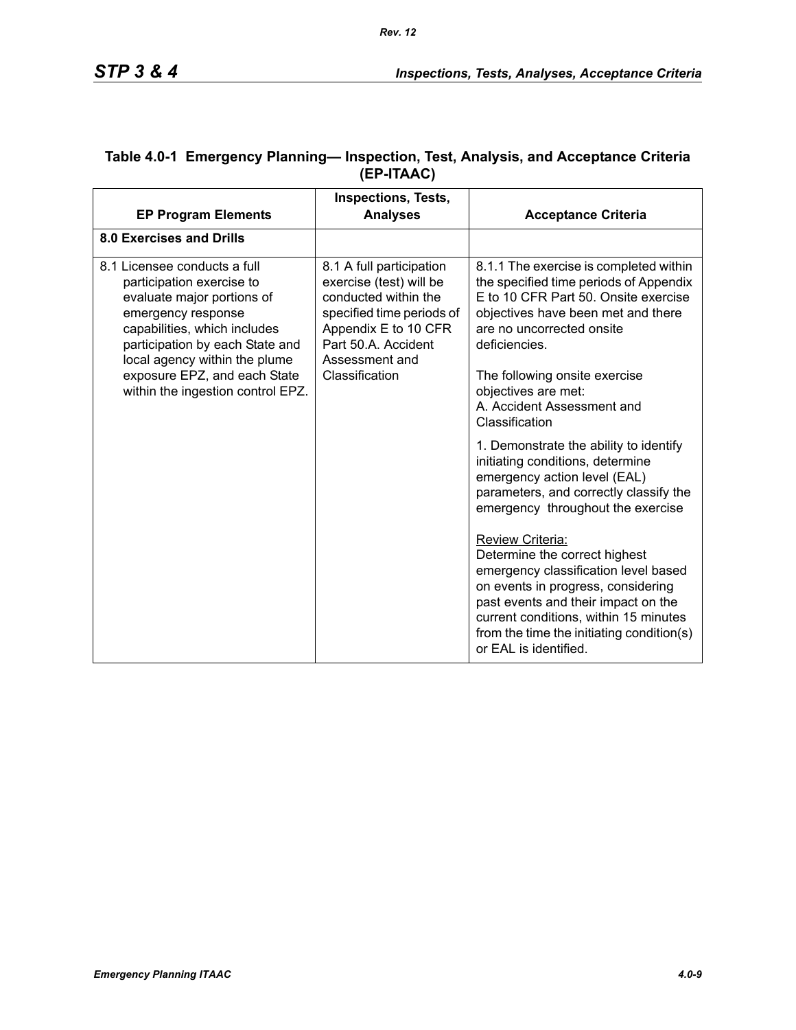**Table 4.0-1 Emergency Planning— Inspection, Test, Analysis, and Acceptance Criteria (EP-ITAAC)**

| EP Program Elements | Inspections, Tests, Analyses | Acceptance Criteria |
|---|---|---|
| **8.0 Exercises and Drills** | | |
| 8.1 Licensee conducts a full participation exercise to evaluate major portions of emergency response capabilities, which includes participation by each State and local agency within the plume exposure EPZ, and each State within the ingestion control EPZ. | 8.1 A full participation exercise (test) will be conducted within the specified time periods of Appendix E to 10 CFR Part 50.A. Accident Assessment and Classification | 8.1.1 The exercise is completed within the specified time periods of Appendix E to 10 CFR Part 50. Onsite exercise objectives have been met and there are no uncorrected onsite deficiencies.<br><br>The following onsite exercise objectives are met:<br>A. Accident Assessment and Classification<br><br>1. Demonstrate the ability to identify initiating conditions, determine emergency action level (EAL) parameters, and correctly classify the emergency throughout the exercise<br><br>Review Criteria:<br>Determine the correct highest emergency classification level based on events in progress, considering past events and their impact on the current conditions, within 15 minutes from the time the initiating condition(s) or EAL is identified. |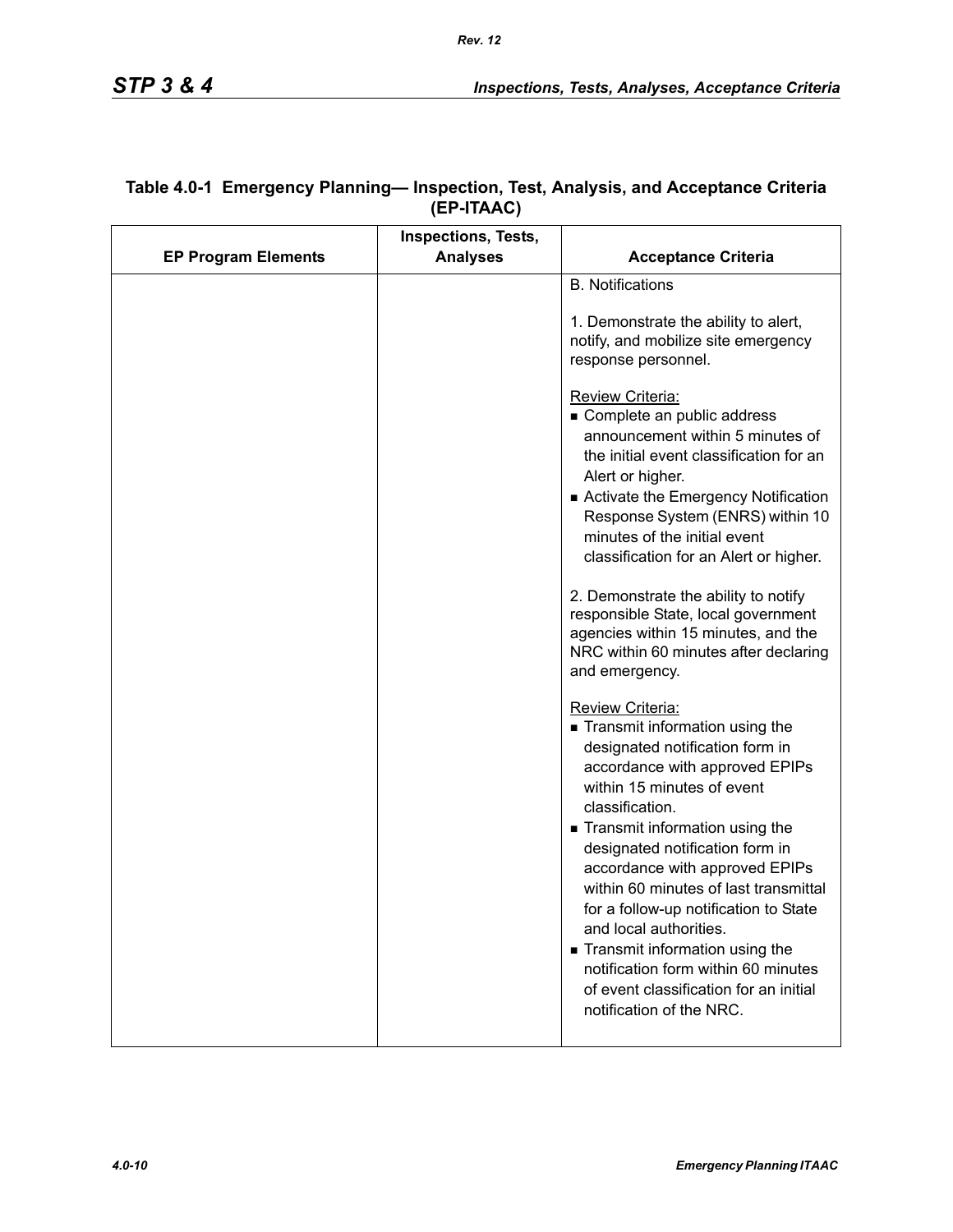**Table 4.0-1 Emergency Planning— Inspection, Test, Analysis, and Acceptance Criteria (EP-ITAAC)**

| EP Program Elements | Inspections, Tests, Analyses | Acceptance Criteria |
|---|---|---|
| | | B. Notifications<br><br>1. Demonstrate the ability to alert, notify, and mobilize site emergency response personnel.<br><br>Review Criteria:<br>■ Complete an public address announcement within 5 minutes of the initial event classification for an Alert or higher.<br>■ Activate the Emergency Notification Response System (ENRS) within 10 minutes of the initial event classification for an Alert or higher.<br><br>2. Demonstrate the ability to notify responsible State, local government agencies within 15 minutes, and the NRC within 60 minutes after declaring and emergency.<br><br>Review Criteria:<br>■ Transmit information using the designated notification form in accordance with approved EPIPs within 15 minutes of event classification.<br>■ Transmit information using the designated notification form in accordance with approved EPIPs within 60 minutes of last transmittal for a follow-up notification to State and local authorities.<br>■ Transmit information using the notification form within 60 minutes of event classification for an initial notification of the NRC. |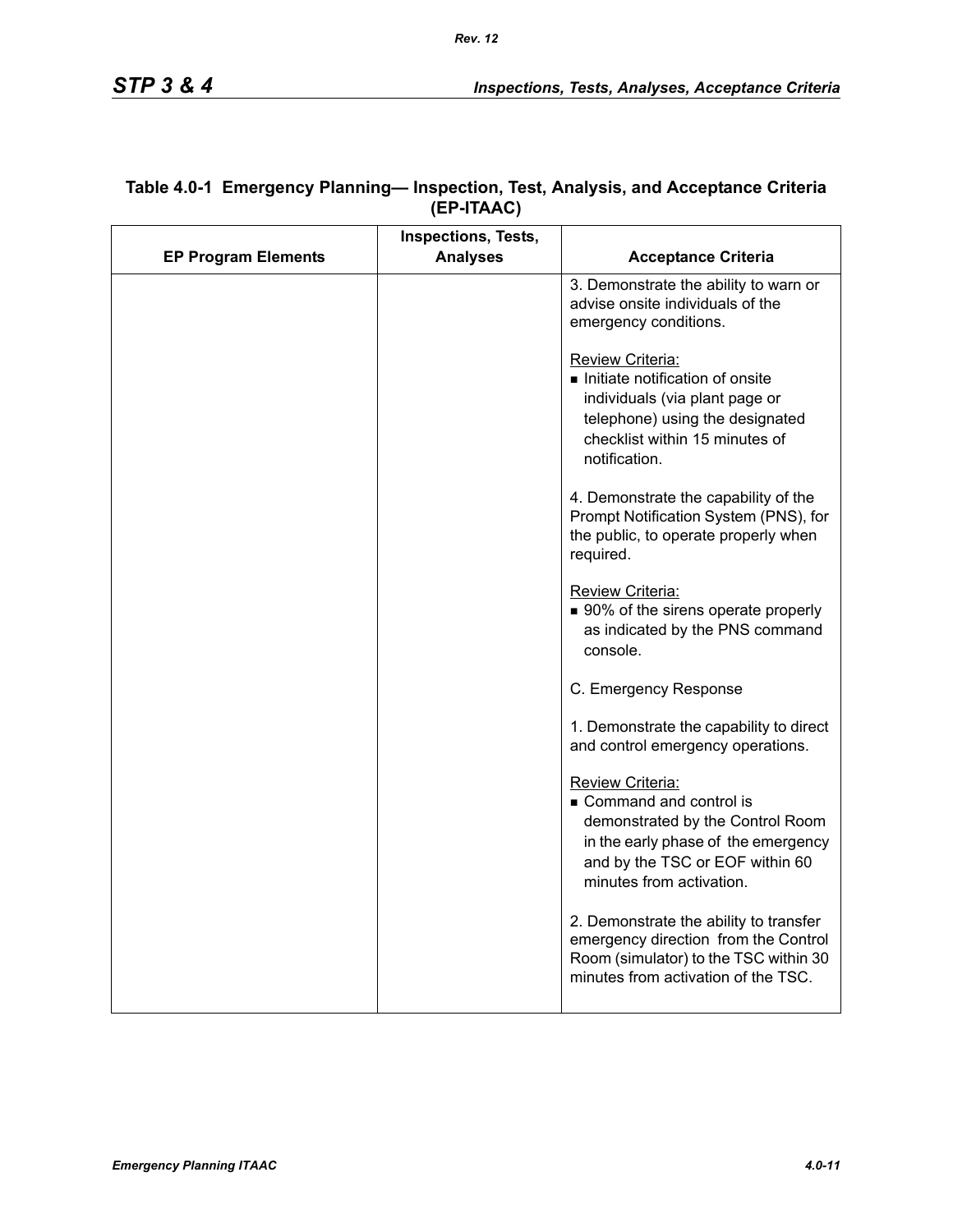**Table 4.0-1 Emergency Planning— Inspection, Test, Analysis, and Acceptance Criteria (EP-ITAAC)**

| EP Program Elements | Inspections, Tests, Analyses | Acceptance Criteria |
|---|---|---|
| | | 3. Demonstrate the ability to warn or advise onsite individuals of the emergency conditions.<br><br><u>Review Criteria:</u><br>■ Initiate notification of onsite individuals (via plant page or telephone) using the designated checklist within 15 minutes of notification.<br><br>4. Demonstrate the capability of the Prompt Notification System (PNS), for the public, to operate properly when required.<br><br><u>Review Criteria:</u><br>■ 90% of the sirens operate properly as indicated by the PNS command console.<br><br>C. Emergency Response<br><br>1. Demonstrate the capability to direct and control emergency operations.<br><br><u>Review Criteria:</u><br>■ Command and control is demonstrated by the Control Room in the early phase of the emergency and by the TSC or EOF within 60 minutes from activation.<br><br>2. Demonstrate the ability to transfer emergency direction from the Control Room (simulator) to the TSC within 30 minutes from activation of the TSC. |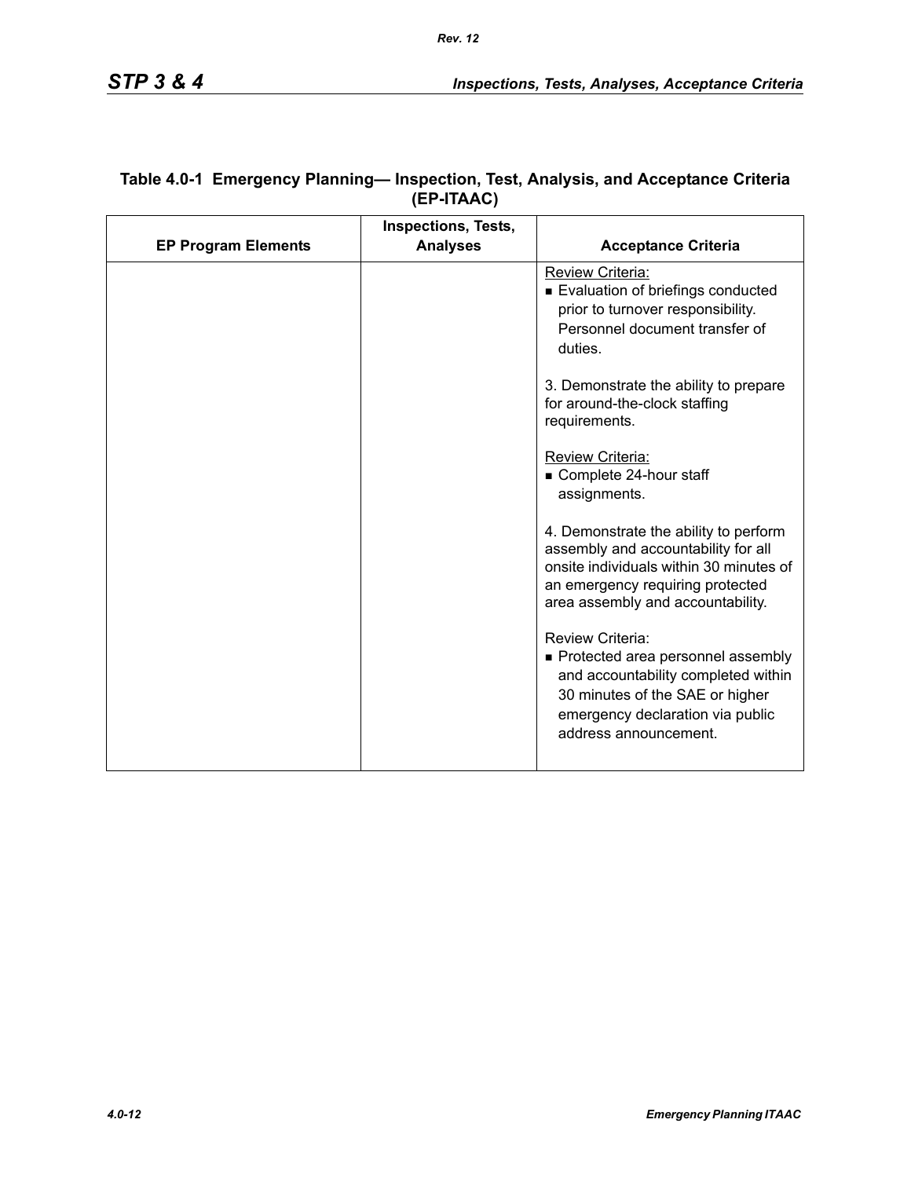**Table 4.0-1 Emergency Planning— Inspection, Test, Analysis, and Acceptance Criteria (EP-ITAAC)**

| EP Program Elements | Inspections, Tests, Analyses | Acceptance Criteria |
|---|---|---|
| | | Review Criteria:<br>■ Evaluation of briefings conducted prior to turnover responsibility. Personnel document transfer of duties.<br><br>3. Demonstrate the ability to prepare for around-the-clock staffing requirements.<br><br>Review Criteria:<br>■ Complete 24-hour staff assignments.<br><br>4. Demonstrate the ability to perform assembly and accountability for all onsite individuals within 30 minutes of an emergency requiring protected area assembly and accountability.<br><br>Review Criteria:<br>■ Protected area personnel assembly and accountability completed within 30 minutes of the SAE or higher emergency declaration via public address announcement. |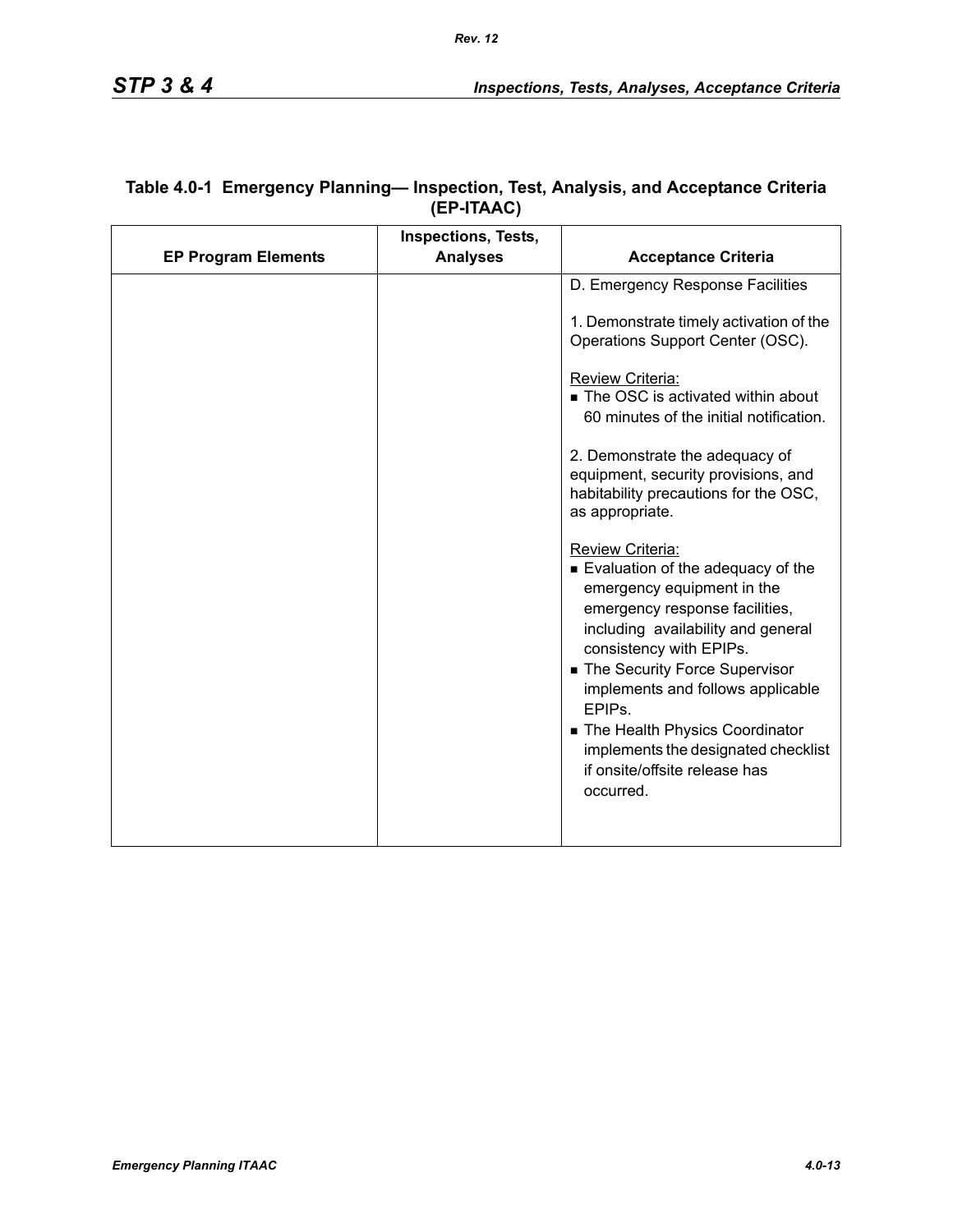**Table 4.0-1 Emergency Planning— Inspection, Test, Analysis, and Acceptance Criteria (EP-ITAAC)**

| EP Program Elements | Inspections, Tests, Analyses | Acceptance Criteria |
|---|---|---|
| | | D. Emergency Response Facilities<br><br>1. Demonstrate timely activation of the Operations Support Center (OSC).<br><br>Review Criteria:<br>■ The OSC is activated within about 60 minutes of the initial notification.<br><br>2. Demonstrate the adequacy of equipment, security provisions, and habitability precautions for the OSC, as appropriate.<br><br>Review Criteria:<br>■ Evaluation of the adequacy of the emergency equipment in the emergency response facilities, including availability and general consistency with EPIPs.<br>■ The Security Force Supervisor implements and follows applicable EPIPs.<br>■ The Health Physics Coordinator implements the designated checklist if onsite/offsite release has occurred. |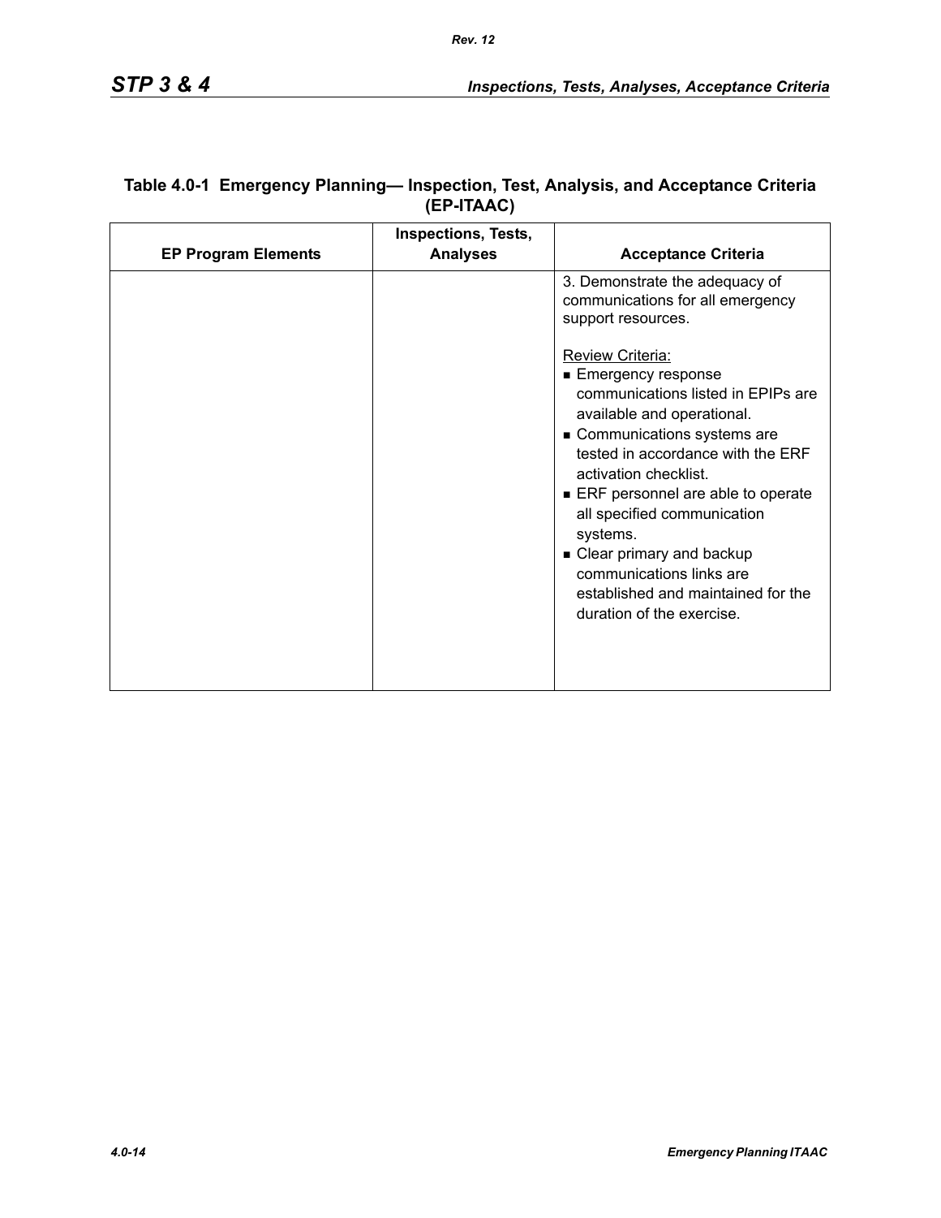**Table 4.0-1 Emergency Planning— Inspection, Test, Analysis, and Acceptance Criteria (EP-ITAAC)**

| EP Program Elements | Inspections, Tests, Analyses | Acceptance Criteria |
|---|---|---|
| | | 3. Demonstrate the adequacy of communications for all emergency support resources.<br><br><u>Review Criteria:</u><br>■ Emergency response communications listed in EPIPs are available and operational.<br>■ Communications systems are tested in accordance with the ERF activation checklist.<br>■ ERF personnel are able to operate all specified communication systems.<br>■ Clear primary and backup communications links are established and maintained for the duration of the exercise. |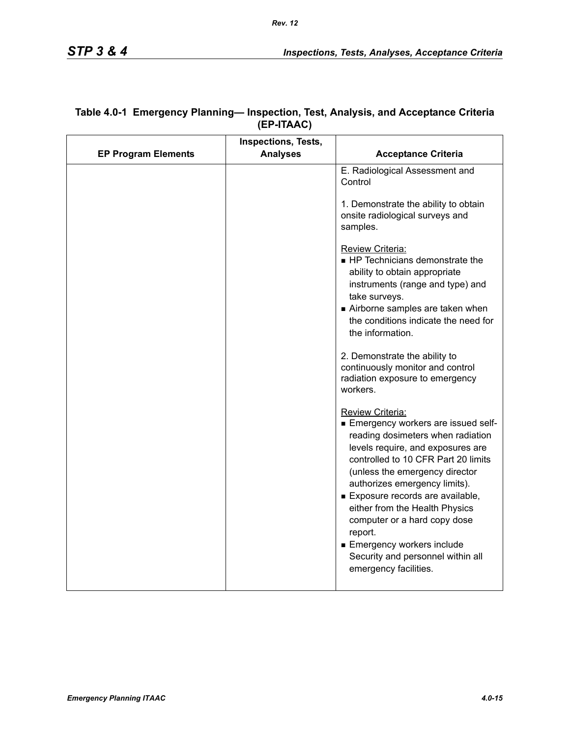**Table 4.0-1 Emergency Planning— Inspection, Test, Analysis, and Acceptance Criteria (EP-ITAAC)**

| EP Program Elements | Inspections, Tests, Analyses | Acceptance Criteria |
|---|---|---|
| | | E. Radiological Assessment and Control<br><br>1. Demonstrate the ability to obtain onsite radiological surveys and samples.<br><br>Review Criteria:<br>■ HP Technicians demonstrate the ability to obtain appropriate instruments (range and type) and take surveys.<br>■ Airborne samples are taken when the conditions indicate the need for the information.<br><br>2. Demonstrate the ability to continuously monitor and control radiation exposure to emergency workers.<br><br>Review Criteria:<br>■ Emergency workers are issued self-reading dosimeters when radiation levels require, and exposures are controlled to 10 CFR Part 20 limits (unless the emergency director authorizes emergency limits).<br>■ Exposure records are available, either from the Health Physics computer or a hard copy dose report.<br>■ Emergency workers include Security and personnel within all emergency facilities. |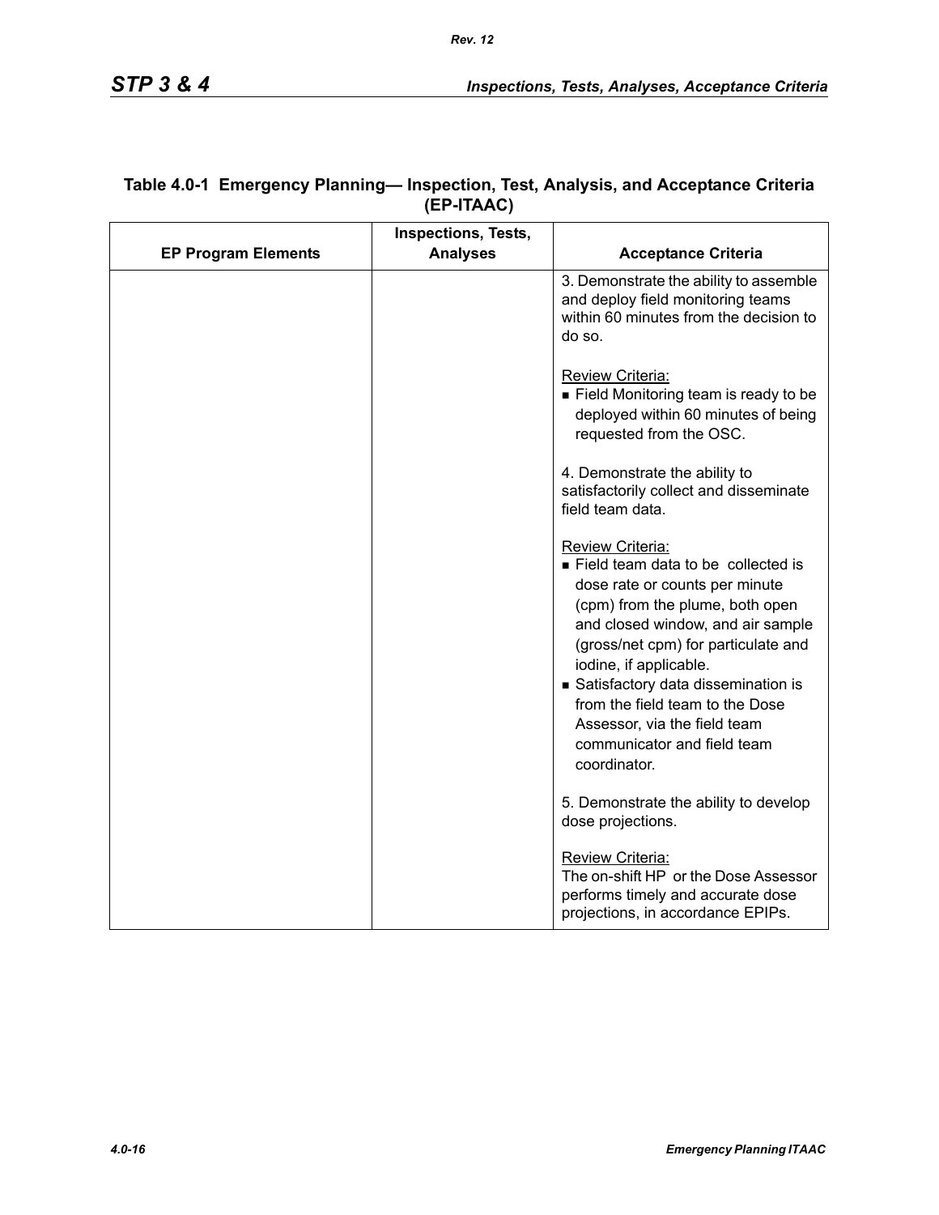**Table 4.0-1 Emergency Planning— Inspection, Test, Analysis, and Acceptance Criteria (EP-ITAAC)**

| EP Program Elements | Inspections, Tests, Analyses | Acceptance Criteria |
|---|---|---|
| | | 3. Demonstrate the ability to assemble and deploy field monitoring teams within 60 minutes from the decision to do so.<br><br>Review Criteria:<br>■ Field Monitoring team is ready to be deployed within 60 minutes of being requested from the OSC.<br><br>4. Demonstrate the ability to satisfactorily collect and disseminate field team data.<br><br>Review Criteria:<br>■ Field team data to be collected is dose rate or counts per minute (cpm) from the plume, both open and closed window, and air sample (gross/net cpm) for particulate and iodine, if applicable.<br>■ Satisfactory data dissemination is from the field team to the Dose Assessor, via the field team communicator and field team coordinator.<br><br>5. Demonstrate the ability to develop dose projections.<br><br>Review Criteria:<br>The on-shift HP or the Dose Assessor performs timely and accurate dose projections, in accordance EPIPs. |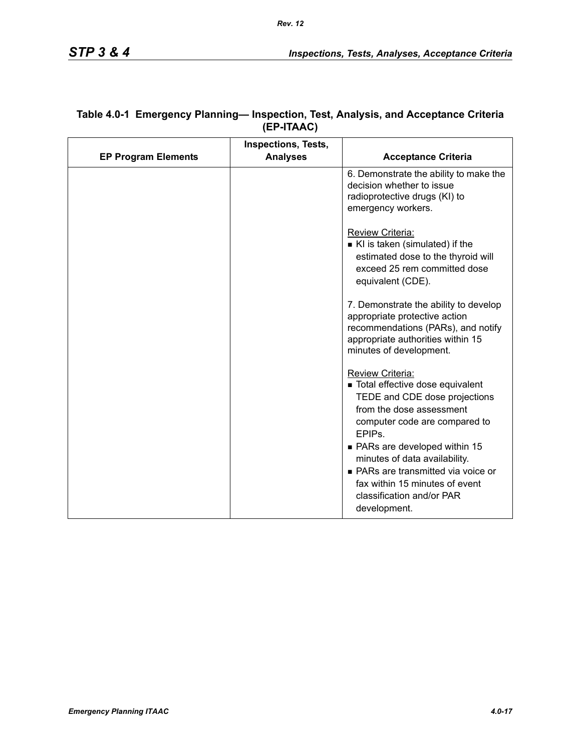**Table 4.0-1 Emergency Planning— Inspection, Test, Analysis, and Acceptance Criteria (EP-ITAAC)**

| EP Program Elements | Inspections, Tests, Analyses | Acceptance Criteria |
|---|---|---|
| | | 6. Demonstrate the ability to make the decision whether to issue radioprotective drugs (KI) to emergency workers.<br><br>Review Criteria:<br>■ KI is taken (simulated) if the estimated dose to the thyroid will exceed 25 rem committed dose equivalent (CDE).<br><br>7. Demonstrate the ability to develop appropriate protective action recommendations (PARs), and notify appropriate authorities within 15 minutes of development.<br><br>Review Criteria:<br>■ Total effective dose equivalent TEDE and CDE dose projections from the dose assessment computer code are compared to EPIPs.<br>■ PARs are developed within 15 minutes of data availability.<br>■ PARs are transmitted via voice or fax within 15 minutes of event classification and/or PAR development. |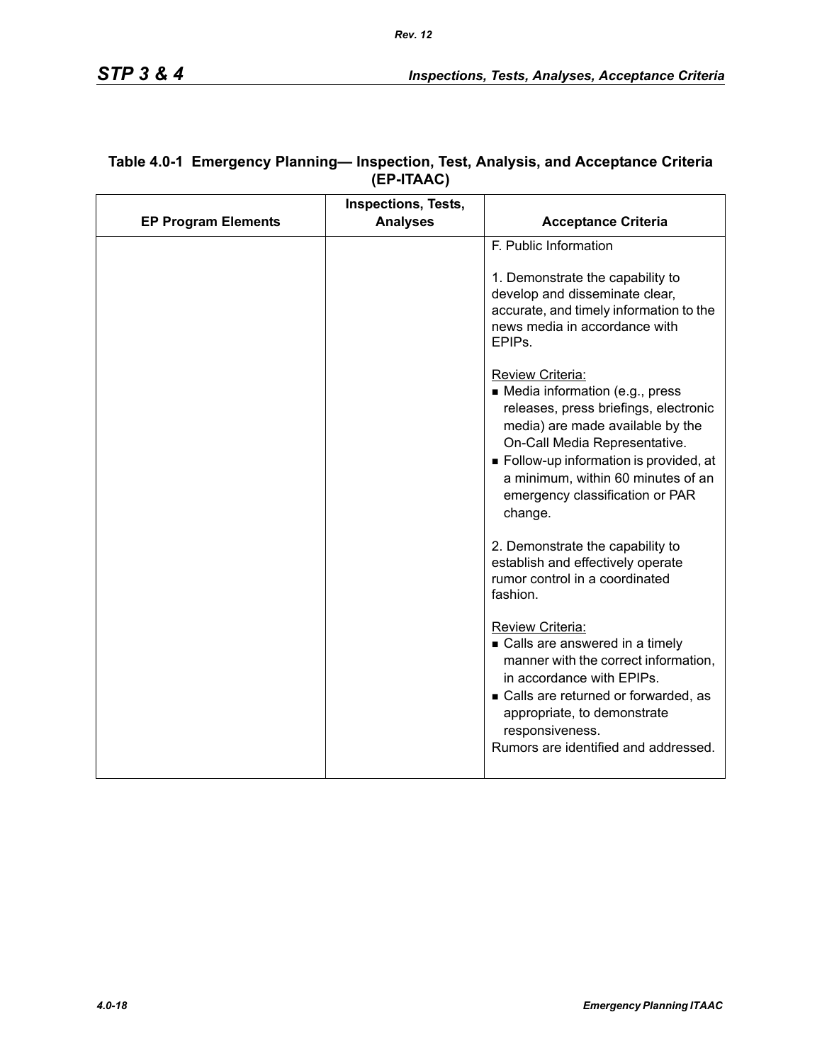## Table 4.0-1 Emergency Planning— Inspection, Test, Analysis, and Acceptance Criteria (EP-ITAAC)

| EP Program Elements | Inspections, Tests, Analyses | Acceptance Criteria |
|---|---|---|
| | | F. Public Information<br><br>1. Demonstrate the capability to develop and disseminate clear, accurate, and timely information to the news media in accordance with EPIPs.<br><br>Review Criteria:<br>■ Media information (e.g., press releases, press briefings, electronic media) are made available by the On-Call Media Representative.<br>■ Follow-up information is provided, at a minimum, within 60 minutes of an emergency classification or PAR change.<br><br>2. Demonstrate the capability to establish and effectively operate rumor control in a coordinated fashion.<br><br>Review Criteria:<br>■ Calls are answered in a timely manner with the correct information, in accordance with EPIPs.<br>■ Calls are returned or forwarded, as appropriate, to demonstrate responsiveness.<br>Rumors are identified and addressed. |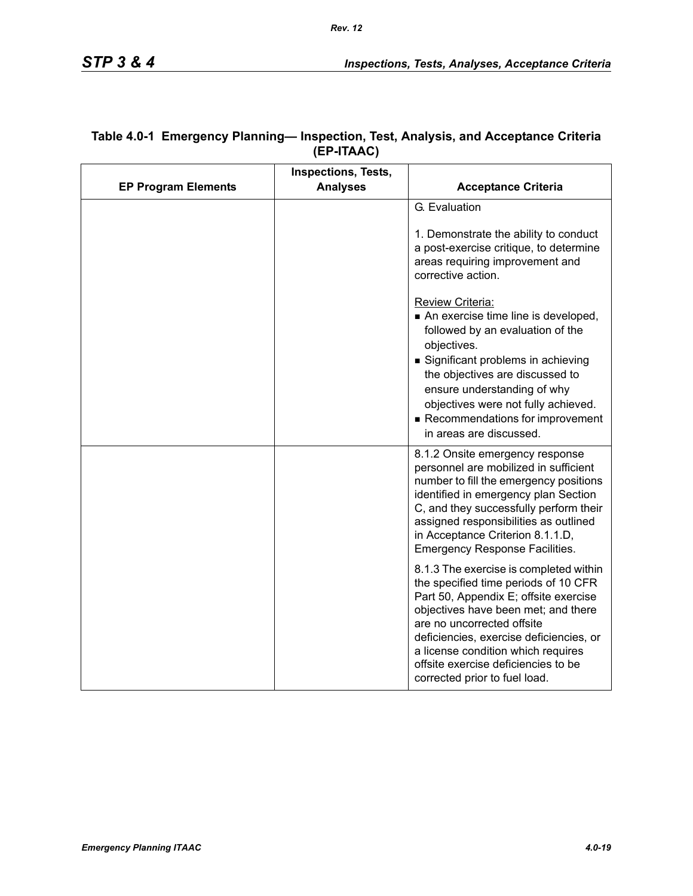**Table 4.0-1 Emergency Planning— Inspection, Test, Analysis, and Acceptance Criteria (EP-ITAAC)**

| EP Program Elements | Inspections, Tests, Analyses | Acceptance Criteria |
|---|---|---|
| | | G. Evaluation<br><br>1. Demonstrate the ability to conduct a post-exercise critique, to determine areas requiring improvement and corrective action.<br><br><u>Review Criteria:</u><br>■ An exercise time line is developed, followed by an evaluation of the objectives.<br>■ Significant problems in achieving the objectives are discussed to ensure understanding of why objectives were not fully achieved.<br>■ Recommendations for improvement in areas are discussed. |
| | | 8.1.2 Onsite emergency response personnel are mobilized in sufficient number to fill the emergency positions identified in emergency plan Section C, and they successfully perform their assigned responsibilities as outlined in Acceptance Criterion 8.1.1.D, Emergency Response Facilities.<br><br>8.1.3 The exercise is completed within the specified time periods of 10 CFR Part 50, Appendix E; offsite exercise objectives have been met; and there are no uncorrected offsite deficiencies, exercise deficiencies, or a license condition which requires offsite exercise deficiencies to be corrected prior to fuel load. |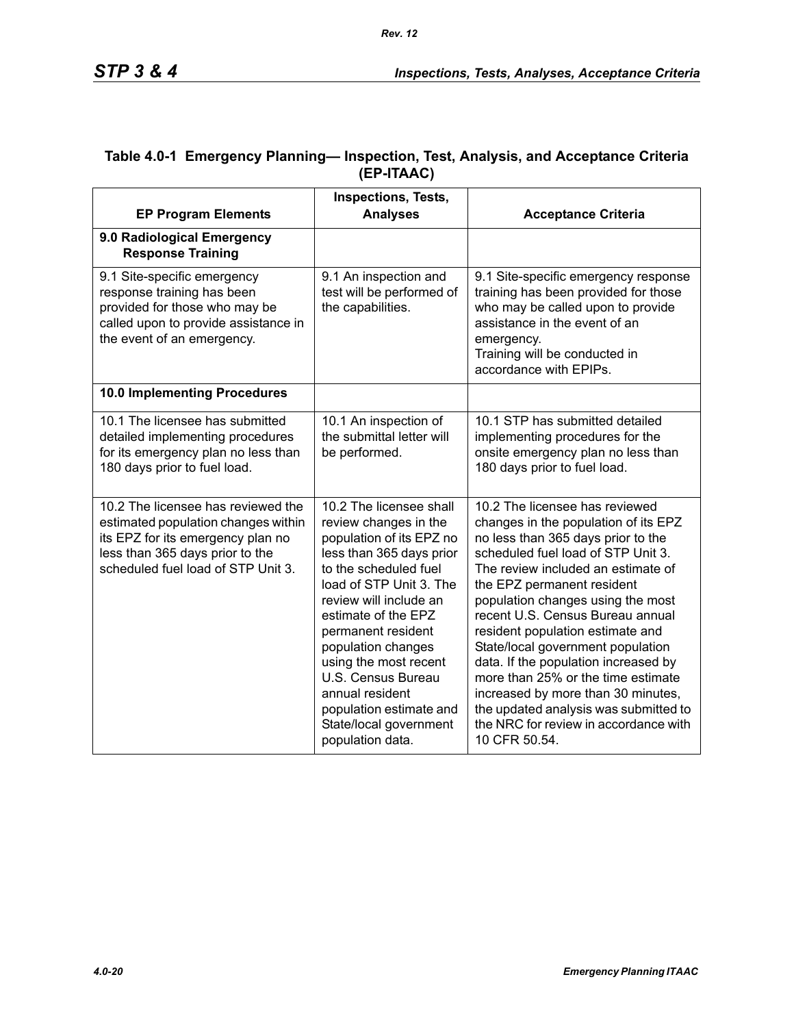**Table 4.0-1 Emergency Planning— Inspection, Test, Analysis, and Acceptance Criteria (EP-ITAAC)**

| EP Program Elements | Inspections, Tests, Analyses | Acceptance Criteria |
|---|---|---|
| **9.0 Radiological Emergency Response Training** | | |
| 9.1 Site-specific emergency response training has been provided for those who may be called upon to provide assistance in the event of an emergency. | 9.1 An inspection and test will be performed of the capabilities. | 9.1 Site-specific emergency response training has been provided for those who may be called upon to provide assistance in the event of an emergency.<br>Training will be conducted in accordance with EPIPs. |
| **10.0 Implementing Procedures** | | |
| 10.1 The licensee has submitted detailed implementing procedures for its emergency plan no less than 180 days prior to fuel load. | 10.1 An inspection of the submittal letter will be performed. | 10.1 STP has submitted detailed implementing procedures for the onsite emergency plan no less than 180 days prior to fuel load. |
| 10.2 The licensee has reviewed the estimated population changes within its EPZ for its emergency plan no less than 365 days prior to the scheduled fuel load of STP Unit 3. | 10.2 The licensee shall review changes in the population of its EPZ no less than 365 days prior to the scheduled fuel load of STP Unit 3. The review will include an estimate of the EPZ permanent resident population changes using the most recent U.S. Census Bureau annual resident population estimate and State/local government population data. | 10.2 The licensee has reviewed changes in the population of its EPZ no less than 365 days prior to the scheduled fuel load of STP Unit 3. The review included an estimate of the EPZ permanent resident population changes using the most recent U.S. Census Bureau annual resident population estimate and State/local government population data. If the population increased by more than 25% or the time estimate increased by more than 30 minutes, the updated analysis was submitted to the NRC for review in accordance with 10 CFR 50.54. |